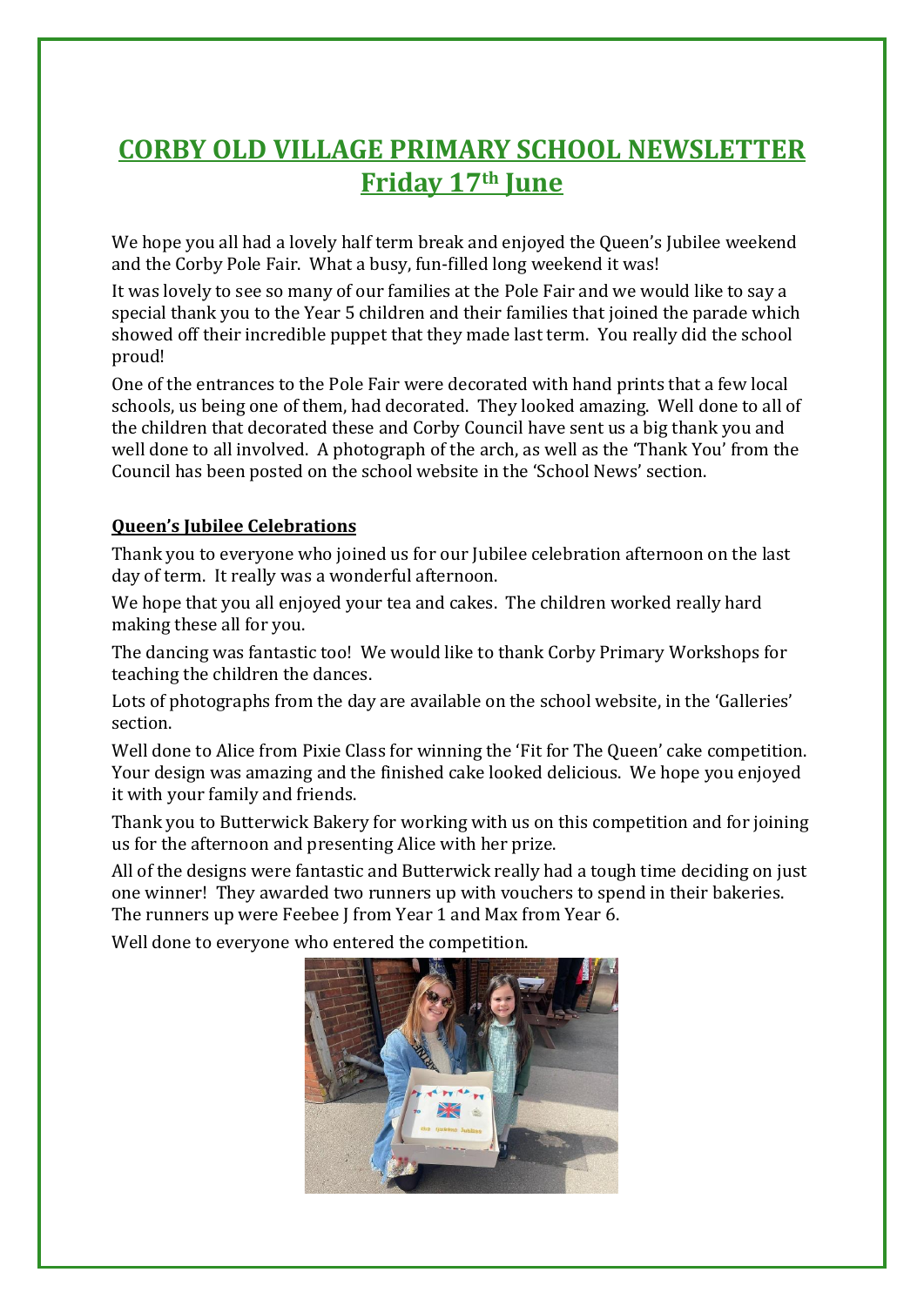# CORBY OLD VILLAGE PRIMARY SCHOOL NEWSLETTER
## Friday 17th June

We hope you all had a lovely half term break and enjoyed the Queen's Jubilee weekend and the Corby Pole Fair. What a busy, fun-filled long weekend it was!

It was lovely to see so many of our families at the Pole Fair and we would like to say a special thank you to the Year 5 children and their families that joined the parade which showed off their incredible puppet that they made last term. You really did the school proud!

One of the entrances to the Pole Fair were decorated with hand prints that a few local schools, us being one of them, had decorated. They looked amazing. Well done to all of the children that decorated these and Corby Council have sent us a big thank you and well done to all involved. A photograph of the arch, as well as the 'Thank You' from the Council has been posted on the school website in the 'School News' section.

### Queen's Jubilee Celebrations

Thank you to everyone who joined us for our Jubilee celebration afternoon on the last day of term. It really was a wonderful afternoon.

We hope that you all enjoyed your tea and cakes. The children worked really hard making these all for you.

The dancing was fantastic too! We would like to thank Corby Primary Workshops for teaching the children the dances.

Lots of photographs from the day are available on the school website, in the 'Galleries' section.

Well done to Alice from Pixie Class for winning the 'Fit for The Queen' cake competition. Your design was amazing and the finished cake looked delicious. We hope you enjoyed it with your family and friends.

Thank you to Butterwick Bakery for working with us on this competition and for joining us for the afternoon and presenting Alice with her prize.

All of the designs were fantastic and Butterwick really had a tough time deciding on just one winner! They awarded two runners up with vouchers to spend in their bakeries. The runners up were Feebee J from Year 1 and Max from Year 6.

Well done to everyone who entered the competition.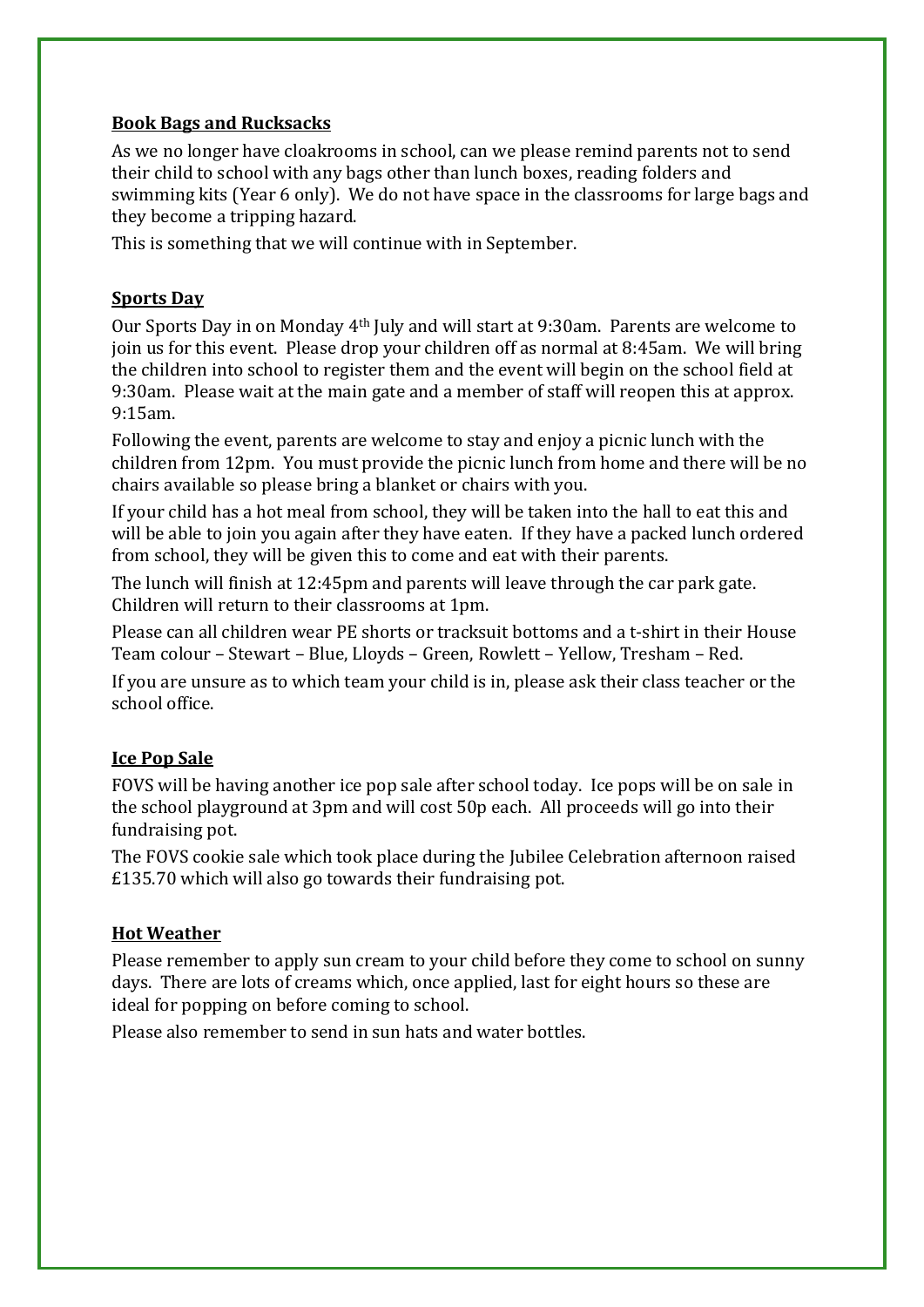**Book Bags and Rucksacks**

As we no longer have cloakrooms in school, can we please remind parents not to send their child to school with any bags other than lunch boxes, reading folders and swimming kits (Year 6 only). We do not have space in the classrooms for large bags and they become a tripping hazard.

This is something that we will continue with in September.

**Sports Day**

Our Sports Day in on Monday 4th July and will start at 9:30am. Parents are welcome to join us for this event. Please drop your children off as normal at 8:45am. We will bring the children into school to register them and the event will begin on the school field at 9:30am. Please wait at the main gate and a member of staff will reopen this at approx. 9:15am.

Following the event, parents are welcome to stay and enjoy a picnic lunch with the children from 12pm. You must provide the picnic lunch from home and there will be no chairs available so please bring a blanket or chairs with you.

If your child has a hot meal from school, they will be taken into the hall to eat this and will be able to join you again after they have eaten. If they have a packed lunch ordered from school, they will be given this to come and eat with their parents.

The lunch will finish at 12:45pm and parents will leave through the car park gate. Children will return to their classrooms at 1pm.

Please can all children wear PE shorts or tracksuit bottoms and a t-shirt in their House Team colour – Stewart – Blue, Lloyds – Green, Rowlett – Yellow, Tresham – Red.

If you are unsure as to which team your child is in, please ask their class teacher or the school office.

**Ice Pop Sale**

FOVS will be having another ice pop sale after school today. Ice pops will be on sale in the school playground at 3pm and will cost 50p each. All proceeds will go into their fundraising pot.

The FOVS cookie sale which took place during the Jubilee Celebration afternoon raised £135.70 which will also go towards their fundraising pot.

**Hot Weather**

Please remember to apply sun cream to your child before they come to school on sunny days. There are lots of creams which, once applied, last for eight hours so these are ideal for popping on before coming to school.

Please also remember to send in sun hats and water bottles.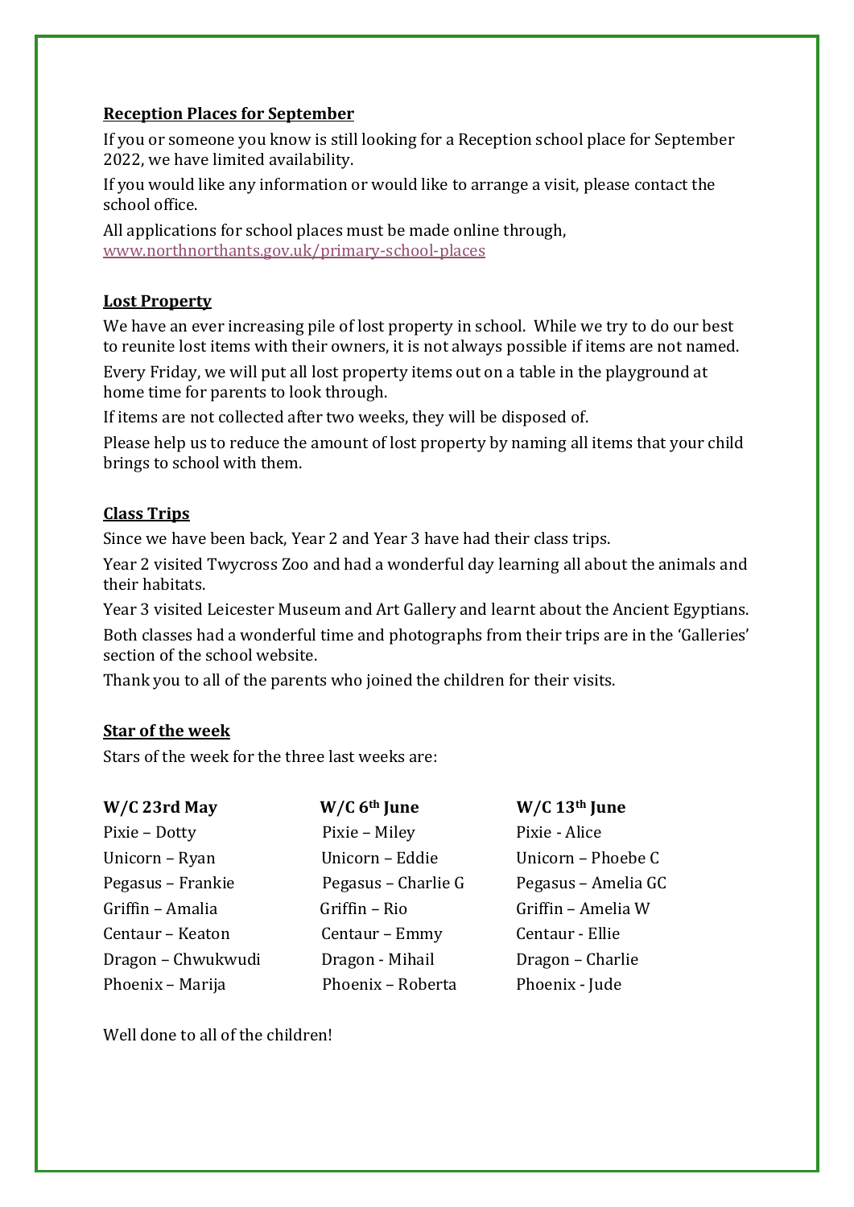## Reception Places for September

If you or someone you know is still looking for a Reception school place for September 2022, we have limited availability.

If you would like any information or would like to arrange a visit, please contact the school office.

All applications for school places must be made online through, www.northnorthants.gov.uk/primary-school-places

## Lost Property

We have an ever increasing pile of lost property in school. While we try to do our best to reunite lost items with their owners, it is not always possible if items are not named.

Every Friday, we will put all lost property items out on a table in the playground at home time for parents to look through.

If items are not collected after two weeks, they will be disposed of.

Please help us to reduce the amount of lost property by naming all items that your child brings to school with them.

## Class Trips

Since we have been back, Year 2 and Year 3 have had their class trips.

Year 2 visited Twycross Zoo and had a wonderful day learning all about the animals and their habitats.

Year 3 visited Leicester Museum and Art Gallery and learnt about the Ancient Egyptians.

Both classes had a wonderful time and photographs from their trips are in the 'Galleries' section of the school website.

Thank you to all of the parents who joined the children for their visits.

## Star of the week

Stars of the week for the three last weeks are:

| W/C 23rd May | W/C 6th June | W/C 13th June |
| --- | --- | --- |
| Pixie – Dotty | Pixie – Miley | Pixie - Alice |
| Unicorn – Ryan | Unicorn – Eddie | Unicorn – Phoebe C |
| Pegasus – Frankie | Pegasus – Charlie G | Pegasus – Amelia GC |
| Griffin – Amalia | Griffin – Rio | Griffin – Amelia W |
| Centaur – Keaton | Centaur – Emmy | Centaur - Ellie |
| Dragon – Chwukwudi | Dragon - Mihail | Dragon – Charlie |
| Phoenix – Marija | Phoenix – Roberta | Phoenix - Jude |

Well done to all of the children!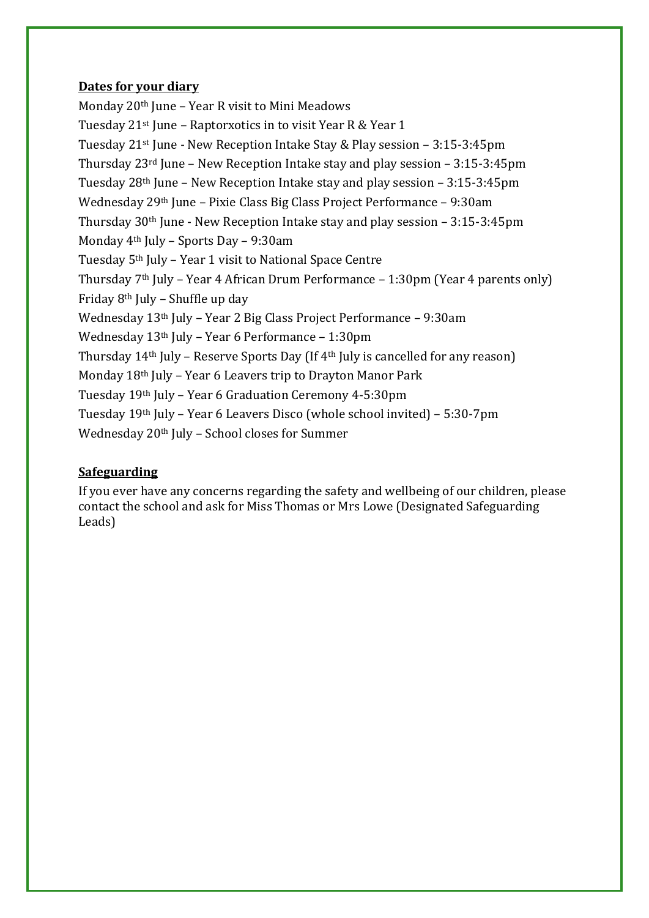**Dates for your diary**

Monday 20th June – Year R visit to Mini Meadows
Tuesday 21st June – Raptorxotics in to visit Year R & Year 1
Tuesday 21st June - New Reception Intake Stay & Play session – 3:15-3:45pm
Thursday 23rd June – New Reception Intake stay and play session – 3:15-3:45pm
Tuesday 28th June – New Reception Intake stay and play session – 3:15-3:45pm
Wednesday 29th June – Pixie Class Big Class Project Performance – 9:30am
Thursday 30th June - New Reception Intake stay and play session – 3:15-3:45pm
Monday 4th July – Sports Day – 9:30am
Tuesday 5th July – Year 1 visit to National Space Centre
Thursday 7th July – Year 4 African Drum Performance – 1:30pm (Year 4 parents only)
Friday 8th July – Shuffle up day
Wednesday 13th July – Year 2 Big Class Project Performance – 9:30am
Wednesday 13th July – Year 6 Performance – 1:30pm
Thursday 14th July – Reserve Sports Day (If 4th July is cancelled for any reason)
Monday 18th July – Year 6 Leavers trip to Drayton Manor Park
Tuesday 19th July – Year 6 Graduation Ceremony 4-5:30pm
Tuesday 19th July – Year 6 Leavers Disco (whole school invited) – 5:30-7pm
Wednesday 20th July – School closes for Summer

**Safeguarding**

If you ever have any concerns regarding the safety and wellbeing of our children, please contact the school and ask for Miss Thomas or Mrs Lowe (Designated Safeguarding Leads)